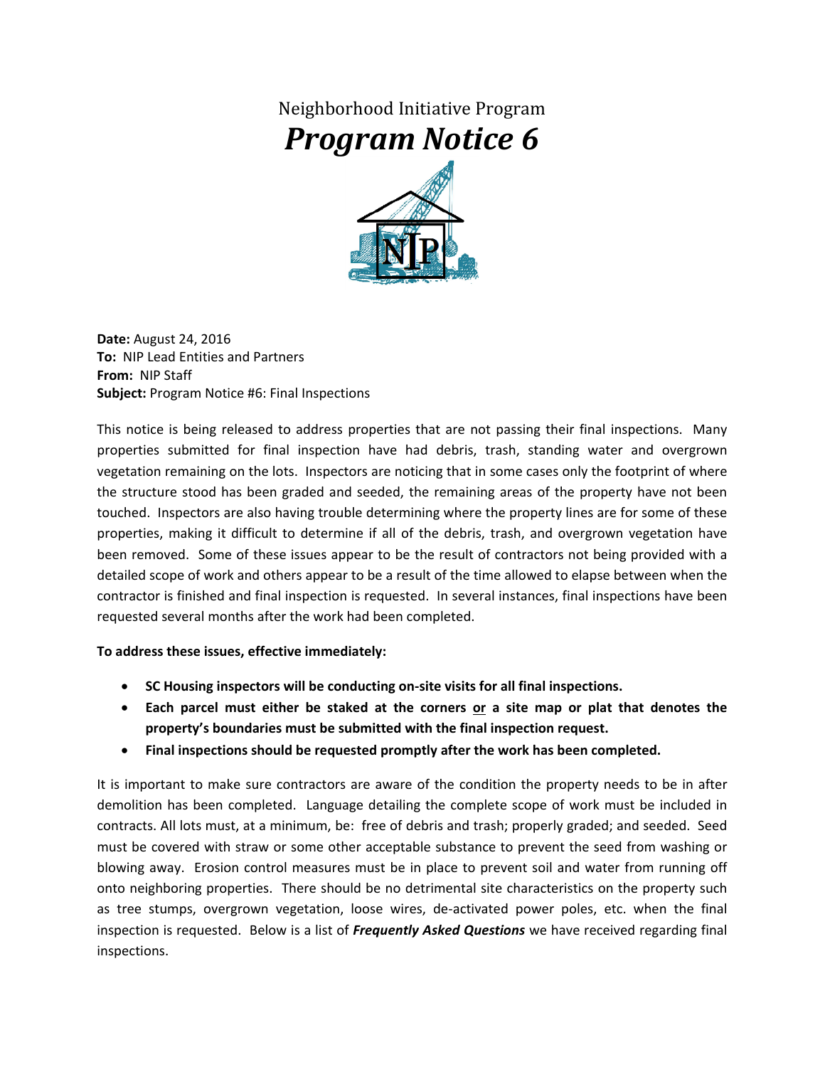Neighborhood Initiative Program

# *Program Notice 6*

**Date:** August 24, 2016
**To:** NIP Lead Entities and Partners
**From:** NIP Staff
**Subject:** Program Notice #6: Final Inspections

This notice is being released to address properties that are not passing their final inspections. Many properties submitted for final inspection have had debris, trash, standing water and overgrown vegetation remaining on the lots. Inspectors are noticing that in some cases only the footprint of where the structure stood has been graded and seeded, the remaining areas of the property have not been touched. Inspectors are also having trouble determining where the property lines are for some of these properties, making it difficult to determine if all of the debris, trash, and overgrown vegetation have been removed. Some of these issues appear to be the result of contractors not being provided with a detailed scope of work and others appear to be a result of the time allowed to elapse between when the contractor is finished and final inspection is requested. In several instances, final inspections have been requested several months after the work had been completed.

**To address these issues, effective immediately:**

- **SC Housing inspectors will be conducting on-site visits for all final inspections.**
- **Each parcel must either be staked at the corners <u>or</u> a site map or plat that denotes the property's boundaries must be submitted with the final inspection request.**
- **Final inspections should be requested promptly after the work has been completed.**

It is important to make sure contractors are aware of the condition the property needs to be in after demolition has been completed. Language detailing the complete scope of work must be included in contracts. All lots must, at a minimum, be: free of debris and trash; properly graded; and seeded. Seed must be covered with straw or some other acceptable substance to prevent the seed from washing or blowing away. Erosion control measures must be in place to prevent soil and water from running off onto neighboring properties. There should be no detrimental site characteristics on the property such as tree stumps, overgrown vegetation, loose wires, de-activated power poles, etc. when the final inspection is requested. Below is a list of ***Frequently Asked Questions*** we have received regarding final inspections.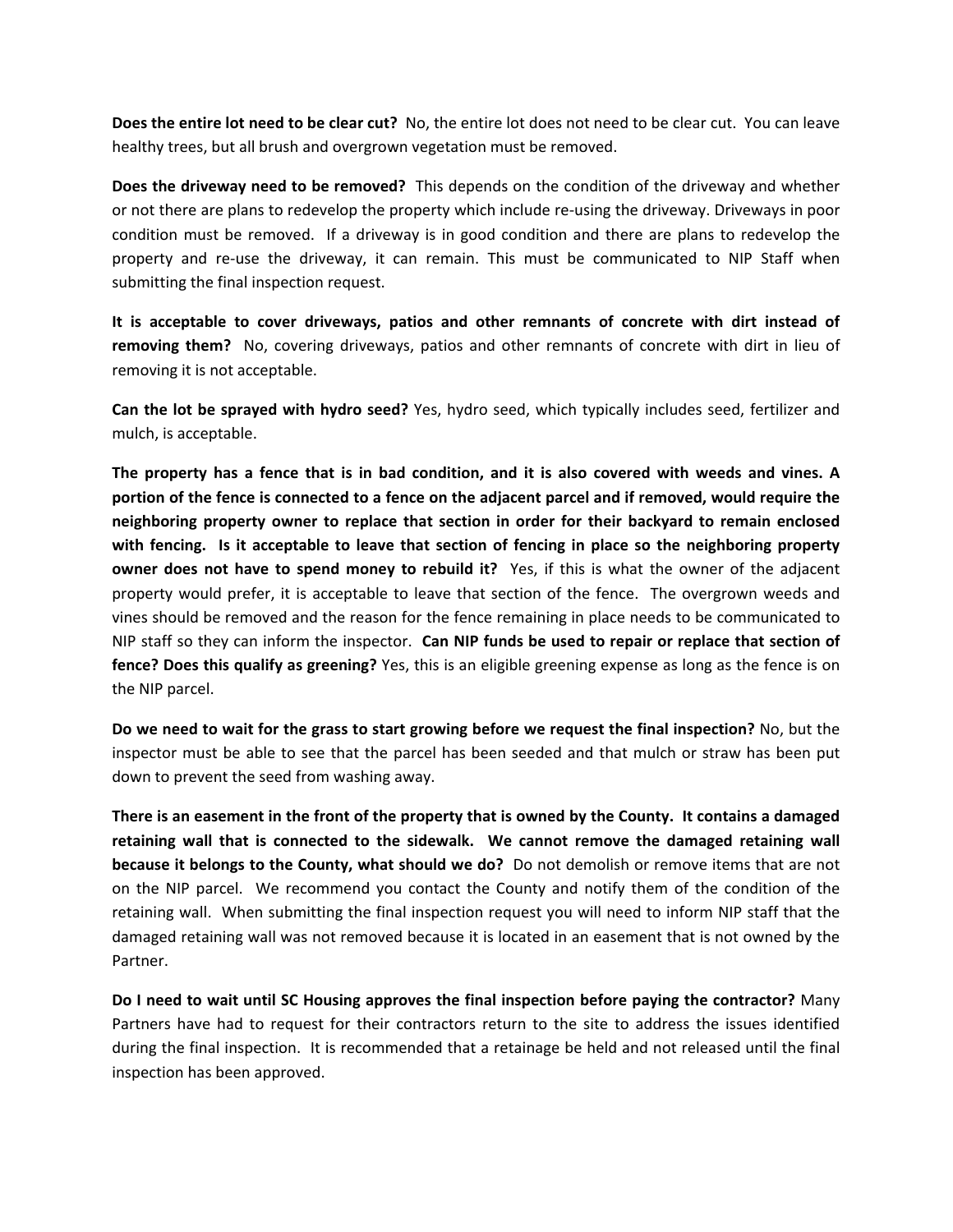**Does the entire lot need to be clear cut?** No, the entire lot does not need to be clear cut. You can leave healthy trees, but all brush and overgrown vegetation must be removed.

**Does the driveway need to be removed?** This depends on the condition of the driveway and whether or not there are plans to redevelop the property which include re-using the driveway. Driveways in poor condition must be removed. If a driveway is in good condition and there are plans to redevelop the property and re-use the driveway, it can remain. This must be communicated to NIP Staff when submitting the final inspection request.

**It is acceptable to cover driveways, patios and other remnants of concrete with dirt instead of removing them?** No, covering driveways, patios and other remnants of concrete with dirt in lieu of removing it is not acceptable.

**Can the lot be sprayed with hydro seed?** Yes, hydro seed, which typically includes seed, fertilizer and mulch, is acceptable.

**The property has a fence that is in bad condition, and it is also covered with weeds and vines. A portion of the fence is connected to a fence on the adjacent parcel and if removed, would require the neighboring property owner to replace that section in order for their backyard to remain enclosed with fencing. Is it acceptable to leave that section of fencing in place so the neighboring property owner does not have to spend money to rebuild it?** Yes, if this is what the owner of the adjacent property would prefer, it is acceptable to leave that section of the fence. The overgrown weeds and vines should be removed and the reason for the fence remaining in place needs to be communicated to NIP staff so they can inform the inspector. **Can NIP funds be used to repair or replace that section of fence? Does this qualify as greening?** Yes, this is an eligible greening expense as long as the fence is on the NIP parcel.

**Do we need to wait for the grass to start growing before we request the final inspection?** No, but the inspector must be able to see that the parcel has been seeded and that mulch or straw has been put down to prevent the seed from washing away.

**There is an easement in the front of the property that is owned by the County. It contains a damaged retaining wall that is connected to the sidewalk. We cannot remove the damaged retaining wall because it belongs to the County, what should we do?** Do not demolish or remove items that are not on the NIP parcel. We recommend you contact the County and notify them of the condition of the retaining wall. When submitting the final inspection request you will need to inform NIP staff that the damaged retaining wall was not removed because it is located in an easement that is not owned by the Partner.

**Do I need to wait until SC Housing approves the final inspection before paying the contractor?** Many Partners have had to request for their contractors return to the site to address the issues identified during the final inspection. It is recommended that a retainage be held and not released until the final inspection has been approved.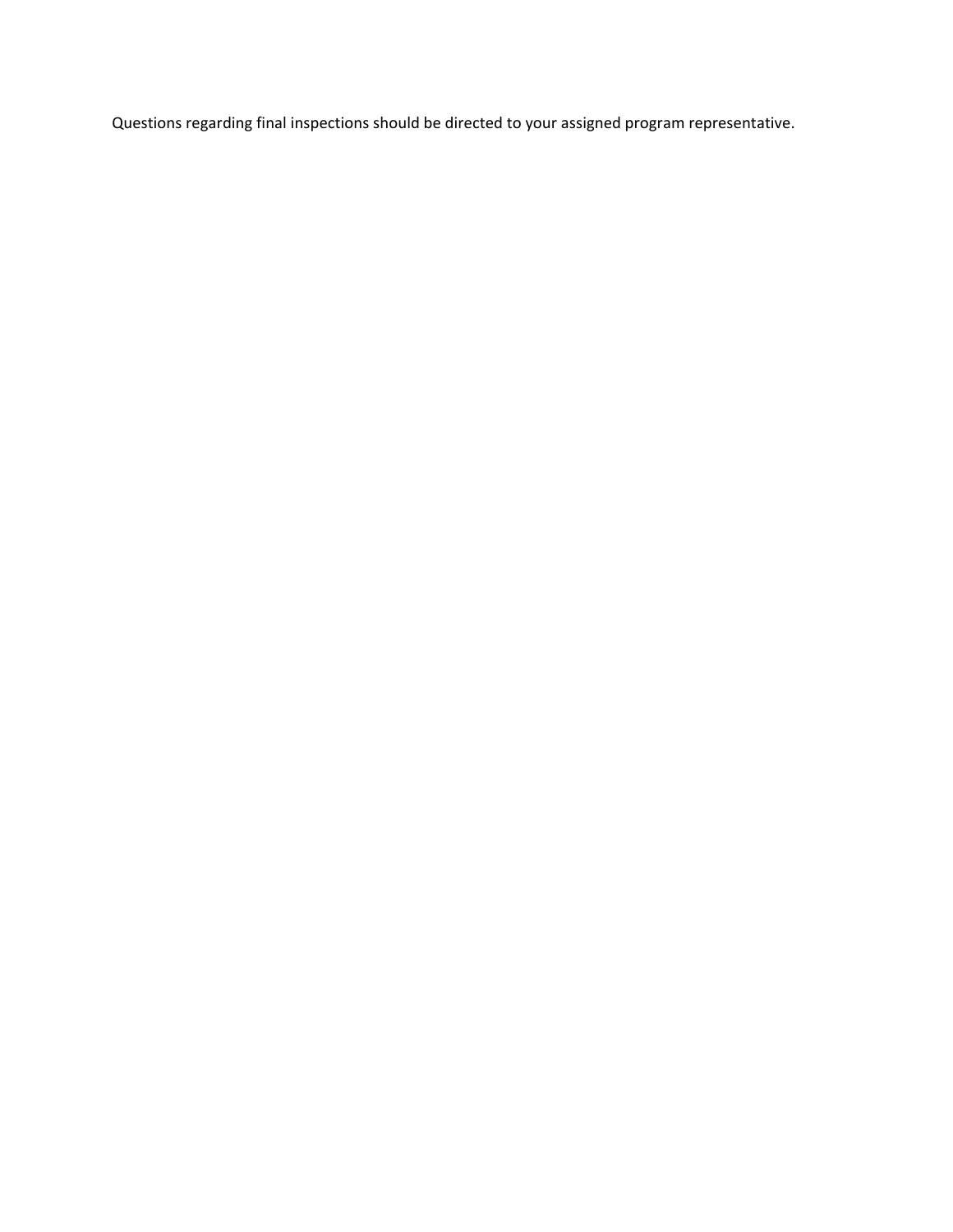Questions regarding final inspections should be directed to your assigned program representative.